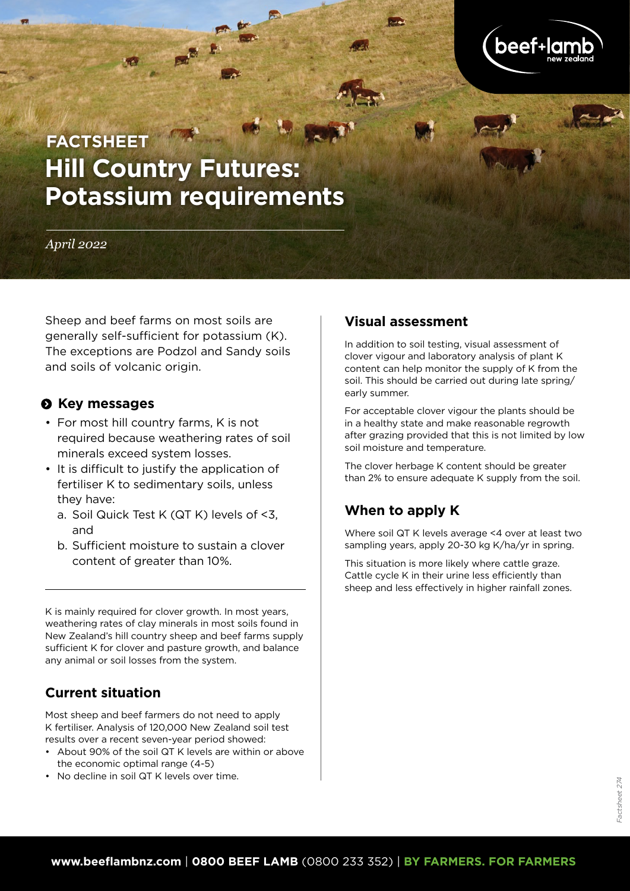FACTSHEET

# Hill Country Futures: Potassium requirements

*April 2022*

Sheep and beef farms on most soils are generally self-sufficient for potassium (K). The exceptions are Podzol and Sandy soils and soils of volcanic origin.

## Key messages

- For most hill country farms, K is not required because weathering rates of soil minerals exceed system losses.
- It is difficult to justify the application of fertiliser K to sedimentary soils, unless they have:
  a. Soil Quick Test K (QT K) levels of <3, and
  b. Sufficient moisture to sustain a clover content of greater than 10%.

K is mainly required for clover growth. In most years, weathering rates of clay minerals in most soils found in New Zealand's hill country sheep and beef farms supply sufficient K for clover and pasture growth, and balance any animal or soil losses from the system.

## Current situation

Most sheep and beef farmers do not need to apply K fertiliser. Analysis of 120,000 New Zealand soil test results over a recent seven-year period showed:

- About 90% of the soil QT K levels are within or above the economic optimal range (4-5)
- No decline in soil QT K levels over time.

## Visual assessment

In addition to soil testing, visual assessment of clover vigour and laboratory analysis of plant K content can help monitor the supply of K from the soil. This should be carried out during late spring/ early summer.

For acceptable clover vigour the plants should be in a healthy state and make reasonable regrowth after grazing provided that this is not limited by low soil moisture and temperature.

The clover herbage K content should be greater than 2% to ensure adequate K supply from the soil.

## When to apply K

Where soil QT K levels average <4 over at least two sampling years, apply 20-30 kg K/ha/yr in spring.

This situation is more likely where cattle graze. Cattle cycle K in their urine less efficiently than sheep and less effectively in higher rainfall zones.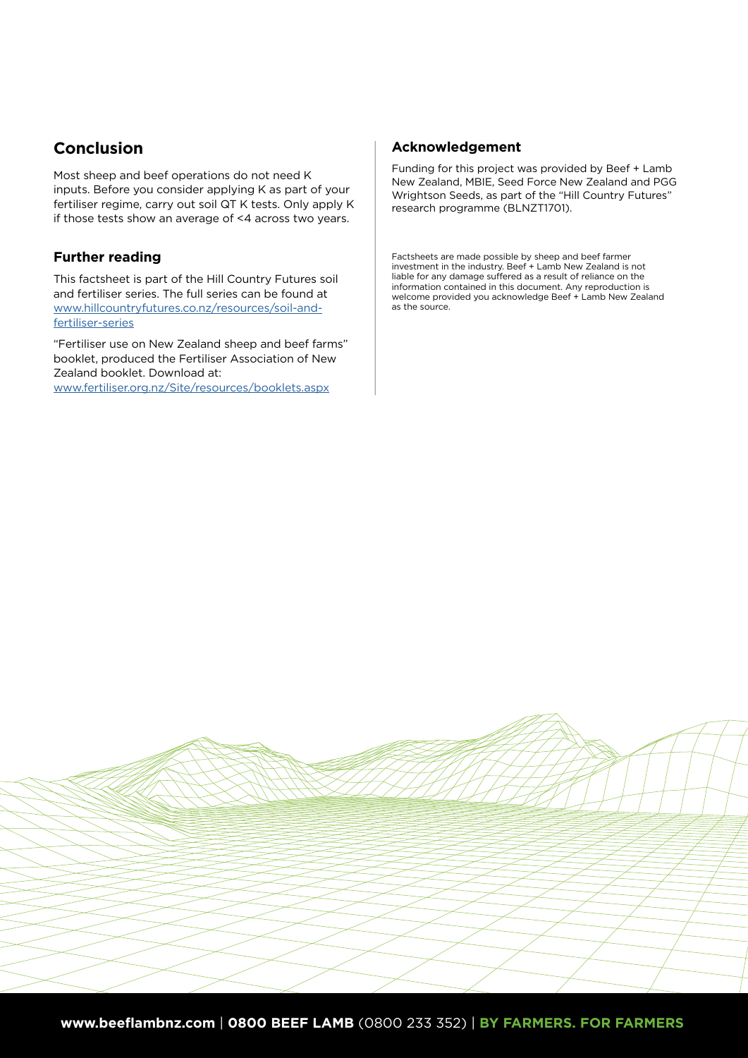## Conclusion

Most sheep and beef operations do not need K inputs. Before you consider applying K as part of your fertiliser regime, carry out soil QT K tests. Only apply K if those tests show an average of <4 across two years.

### Further reading

This factsheet is part of the Hill Country Futures soil and fertiliser series. The full series can be found at [www.hillcountryfutures.co.nz/resources/soil-and-fertiliser-series](www.hillcountryfutures.co.nz/resources/soil-and-fertiliser-series)

“Fertiliser use on New Zealand sheep and beef farms” booklet, produced the Fertiliser Association of New Zealand booklet. Download at: [www.fertiliser.org.nz/Site/resources/booklets.aspx](www.fertiliser.org.nz/Site/resources/booklets.aspx)

### Acknowledgement

Funding for this project was provided by Beef + Lamb New Zealand, MBIE, Seed Force New Zealand and PGG Wrightson Seeds, as part of the “Hill Country Futures” research programme (BLNZT1701).

Factsheets are made possible by sheep and beef farmer investment in the industry. Beef + Lamb New Zealand is not liable for any damage suffered as a result of reliance on the information contained in this document. Any reproduction is welcome provided you acknowledge Beef + Lamb New Zealand as the source.

**www.beeflambnz.com** | **0800 BEEF LAMB** (0800 233 352) | **BY FARMERS. FOR FARMERS**